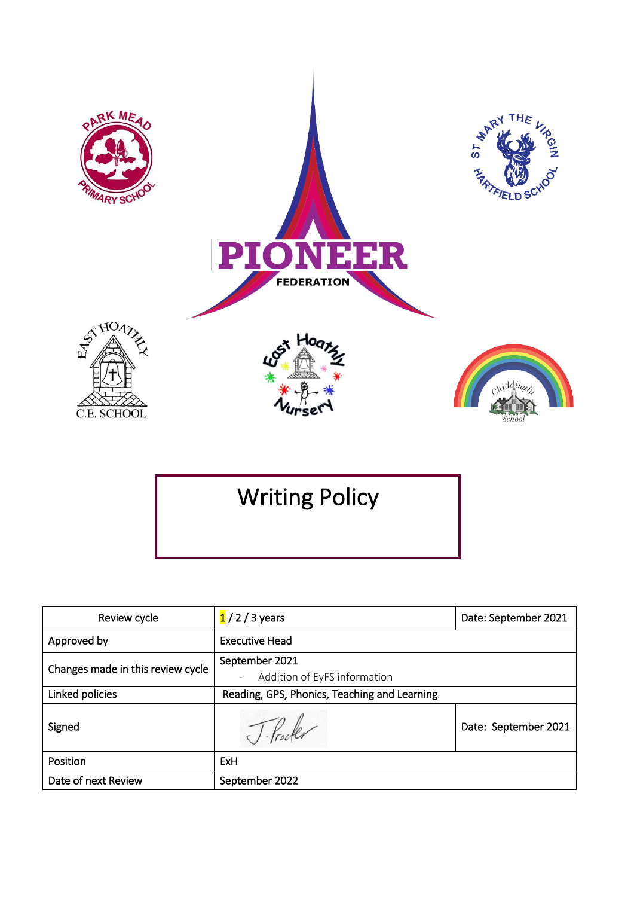PARK MEAD PRIMARY SCHOOL

ST MARY THE VIRGIN HARTFIELD SCHOOL

PIONEER FEDERATION

EAST HOATHLY C.E. SCHOOL

East Hoathly Nursery

Chiddingly School

# Writing Policy

| Review cycle | 1 / 2 / 3 years | Date: September 2021 |
|---|---|---|
| Approved by | Executive Head | |
| Changes made in this review cycle | September 2021<br>- Addition of EyFS information | |
| Linked policies | Reading, GPS, Phonics, Teaching and Learning | |
| Signed | J. Procter | Date: September 2021 |
| Position | ExH | |
| Date of next Review | September 2022 | |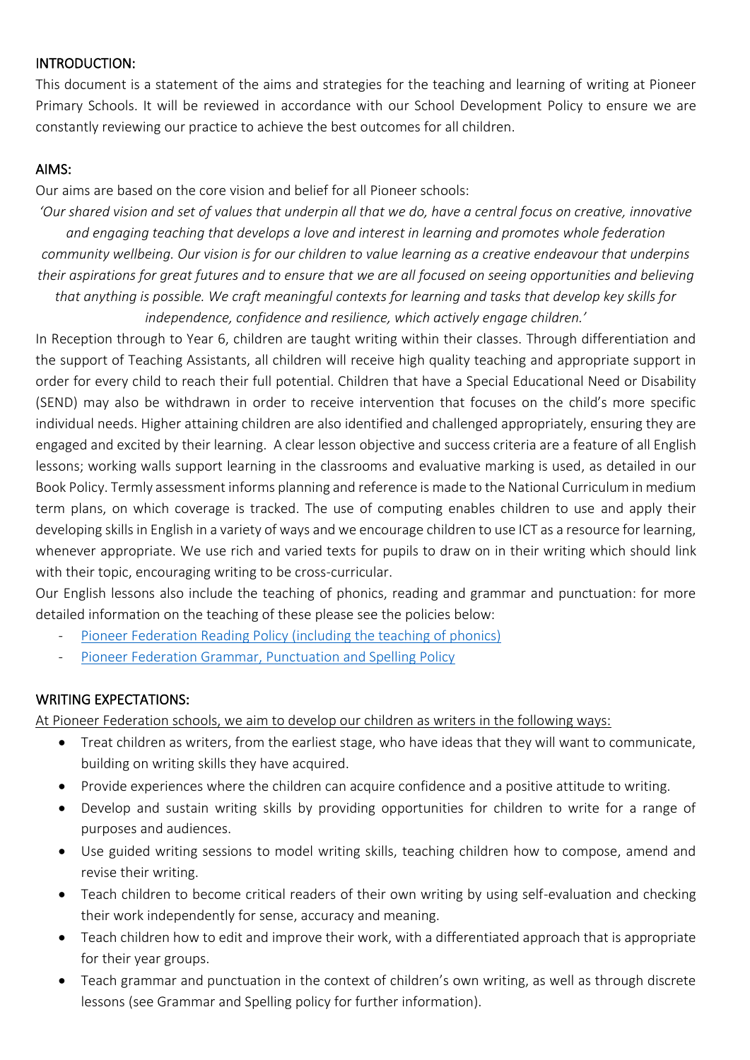## INTRODUCTION:

This document is a statement of the aims and strategies for the teaching and learning of writing at Pioneer Primary Schools. It will be reviewed in accordance with our School Development Policy to ensure we are constantly reviewing our practice to achieve the best outcomes for all children.

## AIMS:

Our aims are based on the core vision and belief for all Pioneer schools:

*'Our shared vision and set of values that underpin all that we do, have a central focus on creative, innovative and engaging teaching that develops a love and interest in learning and promotes whole federation community wellbeing. Our vision is for our children to value learning as a creative endeavour that underpins their aspirations for great futures and to ensure that we are all focused on seeing opportunities and believing that anything is possible. We craft meaningful contexts for learning and tasks that develop key skills for independence, confidence and resilience, which actively engage children.'*

In Reception through to Year 6, children are taught writing within their classes. Through differentiation and the support of Teaching Assistants, all children will receive high quality teaching and appropriate support in order for every child to reach their full potential. Children that have a Special Educational Need or Disability (SEND) may also be withdrawn in order to receive intervention that focuses on the child's more specific individual needs. Higher attaining children are also identified and challenged appropriately, ensuring they are engaged and excited by their learning. A clear lesson objective and success criteria are a feature of all English lessons; working walls support learning in the classrooms and evaluative marking is used, as detailed in our Book Policy. Termly assessment informs planning and reference is made to the National Curriculum in medium term plans, on which coverage is tracked. The use of computing enables children to use and apply their developing skills in English in a variety of ways and we encourage children to use ICT as a resource for learning, whenever appropriate. We use rich and varied texts for pupils to draw on in their writing which should link with their topic, encouraging writing to be cross-curricular.

Our English lessons also include the teaching of phonics, reading and grammar and punctuation: for more detailed information on the teaching of these please see the policies below:

- Pioneer Federation Reading Policy (including the teaching of phonics)
- Pioneer Federation Grammar, Punctuation and Spelling Policy

## WRITING EXPECTATIONS:

At Pioneer Federation schools, we aim to develop our children as writers in the following ways:

- Treat children as writers, from the earliest stage, who have ideas that they will want to communicate, building on writing skills they have acquired.
- Provide experiences where the children can acquire confidence and a positive attitude to writing.
- Develop and sustain writing skills by providing opportunities for children to write for a range of purposes and audiences.
- Use guided writing sessions to model writing skills, teaching children how to compose, amend and revise their writing.
- Teach children to become critical readers of their own writing by using self-evaluation and checking their work independently for sense, accuracy and meaning.
- Teach children how to edit and improve their work, with a differentiated approach that is appropriate for their year groups.
- Teach grammar and punctuation in the context of children's own writing, as well as through discrete lessons (see Grammar and Spelling policy for further information).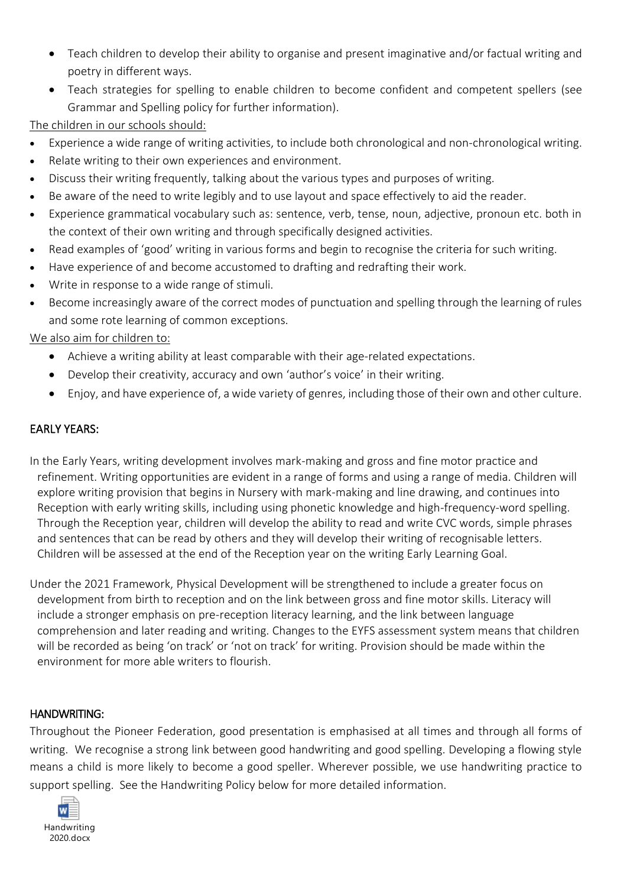- Teach children to develop their ability to organise and present imaginative and/or factual writing and poetry in different ways.
- Teach strategies for spelling to enable children to become confident and competent spellers (see Grammar and Spelling policy for further information).

The children in our schools should:

- Experience a wide range of writing activities, to include both chronological and non-chronological writing.
- Relate writing to their own experiences and environment.
- Discuss their writing frequently, talking about the various types and purposes of writing.
- Be aware of the need to write legibly and to use layout and space effectively to aid the reader.
- Experience grammatical vocabulary such as: sentence, verb, tense, noun, adjective, pronoun etc. both in the context of their own writing and through specifically designed activities.
- Read examples of 'good' writing in various forms and begin to recognise the criteria for such writing.
- Have experience of and become accustomed to drafting and redrafting their work.
- Write in response to a wide range of stimuli.
- Become increasingly aware of the correct modes of punctuation and spelling through the learning of rules and some rote learning of common exceptions.

We also aim for children to:

- Achieve a writing ability at least comparable with their age-related expectations.
- Develop their creativity, accuracy and own 'author's voice' in their writing.
- Enjoy, and have experience of, a wide variety of genres, including those of their own and other culture.

## EARLY YEARS:

In the Early Years, writing development involves mark-making and gross and fine motor practice and refinement. Writing opportunities are evident in a range of forms and using a range of media. Children will explore writing provision that begins in Nursery with mark-making and line drawing, and continues into Reception with early writing skills, including using phonetic knowledge and high-frequency-word spelling. Through the Reception year, children will develop the ability to read and write CVC words, simple phrases and sentences that can be read by others and they will develop their writing of recognisable letters. Children will be assessed at the end of the Reception year on the writing Early Learning Goal.

Under the 2021 Framework, Physical Development will be strengthened to include a greater focus on development from birth to reception and on the link between gross and fine motor skills. Literacy will include a stronger emphasis on pre-reception literacy learning, and the link between language comprehension and later reading and writing. Changes to the EYFS assessment system means that children will be recorded as being 'on track' or 'not on track' for writing. Provision should be made within the environment for more able writers to flourish.

## HANDWRITING:

Throughout the Pioneer Federation, good presentation is emphasised at all times and through all forms of writing. We recognise a strong link between good handwriting and good spelling. Developing a flowing style means a child is more likely to become a good speller. Wherever possible, we use handwriting practice to support spelling. See the Handwriting Policy below for more detailed information.

Handwriting 2020.docx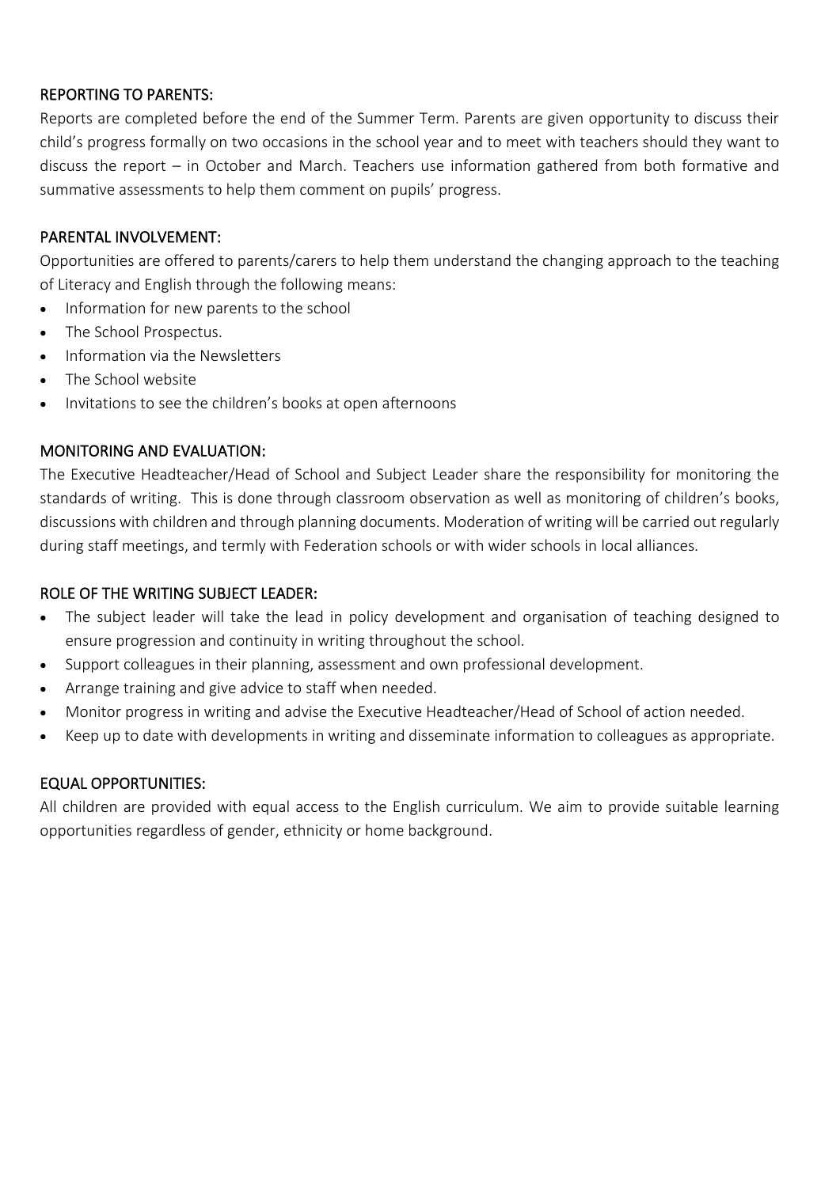## REPORTING TO PARENTS:

Reports are completed before the end of the Summer Term. Parents are given opportunity to discuss their child's progress formally on two occasions in the school year and to meet with teachers should they want to discuss the report – in October and March. Teachers use information gathered from both formative and summative assessments to help them comment on pupils' progress.

## PARENTAL INVOLVEMENT:

Opportunities are offered to parents/carers to help them understand the changing approach to the teaching of Literacy and English through the following means:

- Information for new parents to the school
- The School Prospectus.
- Information via the Newsletters
- The School website
- Invitations to see the children's books at open afternoons

## MONITORING AND EVALUATION:

The Executive Headteacher/Head of School and Subject Leader share the responsibility for monitoring the standards of writing. This is done through classroom observation as well as monitoring of children's books, discussions with children and through planning documents. Moderation of writing will be carried out regularly during staff meetings, and termly with Federation schools or with wider schools in local alliances.

## ROLE OF THE WRITING SUBJECT LEADER:

- The subject leader will take the lead in policy development and organisation of teaching designed to ensure progression and continuity in writing throughout the school.
- Support colleagues in their planning, assessment and own professional development.
- Arrange training and give advice to staff when needed.
- Monitor progress in writing and advise the Executive Headteacher/Head of School of action needed.
- Keep up to date with developments in writing and disseminate information to colleagues as appropriate.

## EQUAL OPPORTUNITIES:

All children are provided with equal access to the English curriculum. We aim to provide suitable learning opportunities regardless of gender, ethnicity or home background.